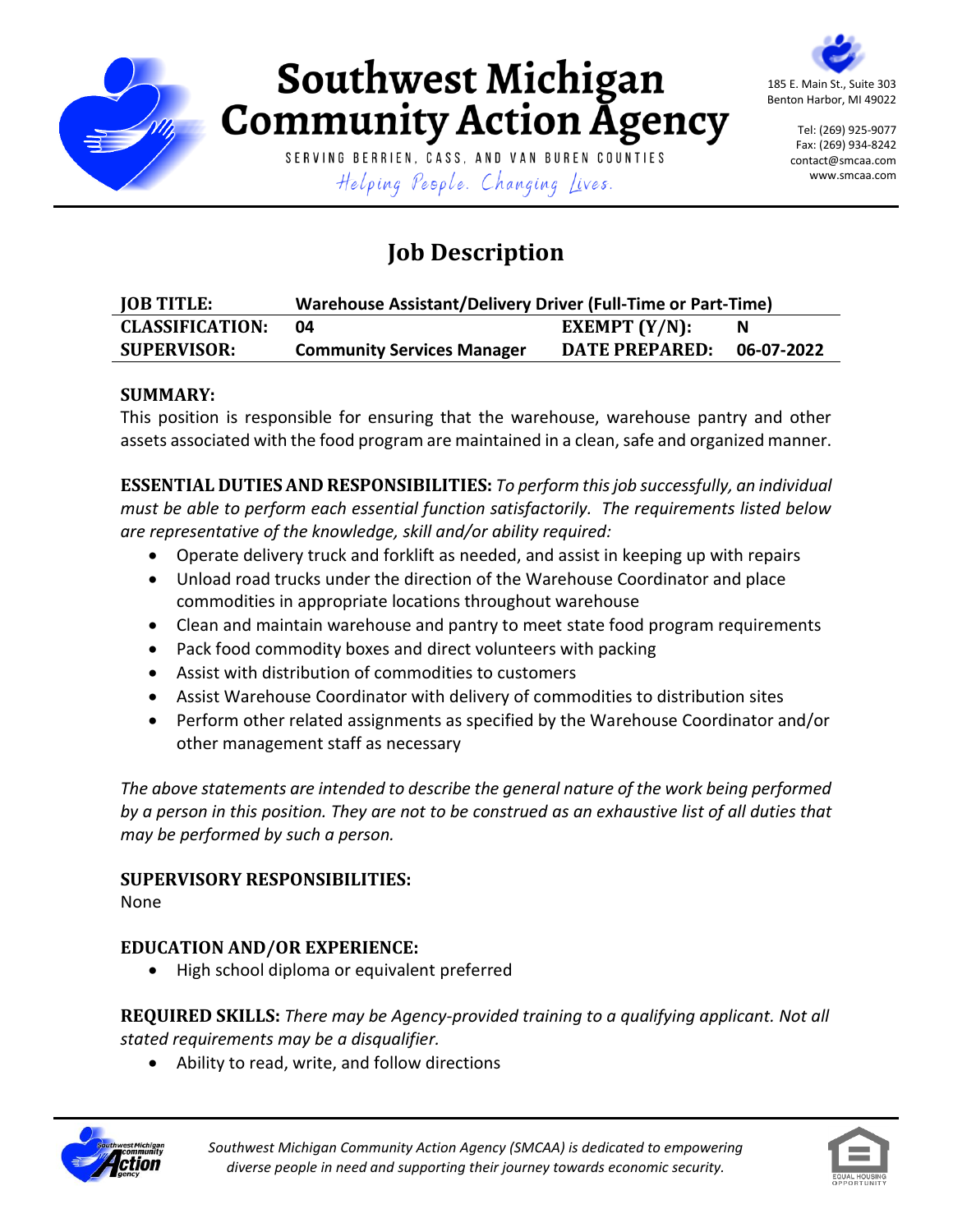# Southwest Michigan Community Action Agency

SERVING BERRIEN, CASS, AND VAN BUREN COUNTIES

*Helping People. Changing Lives.*

185 E. Main St., Suite 303
Benton Harbor, MI 49022

Tel: (269) 925-9077
Fax: (269) 934-8242
contact@smcaa.com
www.smcaa.com

## Job Description

| **JOB TITLE:** | **Warehouse Assistant/Delivery Driver (Full-Time or Part-Time)** | | |
|---|---|---|---|
| **CLASSIFICATION:** | **04** | **EXEMPT (Y/N):** | **N** |
| **SUPERVISOR:** | **Community Services Manager** | **DATE PREPARED:** | **06-07-2022** |

**SUMMARY:**
This position is responsible for ensuring that the warehouse, warehouse pantry and other assets associated with the food program are maintained in a clean, safe and organized manner.

**ESSENTIAL DUTIES AND RESPONSIBILITIES:** *To perform this job successfully, an individual must be able to perform each essential function satisfactorily. The requirements listed below are representative of the knowledge, skill and/or ability required:*

- Operate delivery truck and forklift as needed, and assist in keeping up with repairs
- Unload road trucks under the direction of the Warehouse Coordinator and place commodities in appropriate locations throughout warehouse
- Clean and maintain warehouse and pantry to meet state food program requirements
- Pack food commodity boxes and direct volunteers with packing
- Assist with distribution of commodities to customers
- Assist Warehouse Coordinator with delivery of commodities to distribution sites
- Perform other related assignments as specified by the Warehouse Coordinator and/or other management staff as necessary

*The above statements are intended to describe the general nature of the work being performed by a person in this position. They are not to be construed as an exhaustive list of all duties that may be performed by such a person.*

**SUPERVISORY RESPONSIBILITIES:**
None

**EDUCATION AND/OR EXPERIENCE:**

- High school diploma or equivalent preferred

**REQUIRED SKILLS:** *There may be Agency-provided training to a qualifying applicant. Not all stated requirements may be a disqualifier.*

- Ability to read, write, and follow directions

*Southwest Michigan Community Action Agency (SMCAA) is dedicated to empowering diverse people in need and supporting their journey towards economic security.*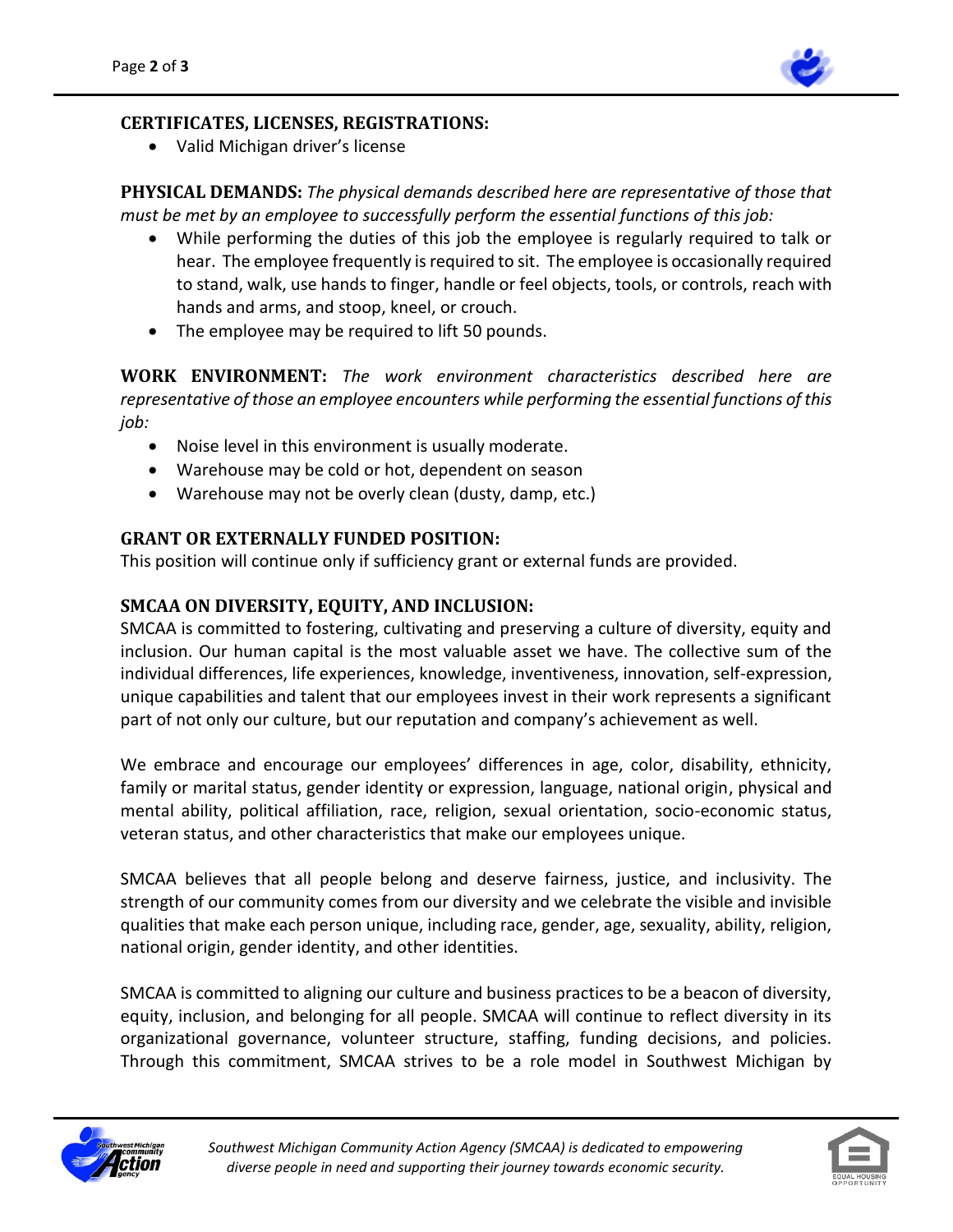**CERTIFICATES, LICENSES, REGISTRATIONS:**

- Valid Michigan driver's license

**PHYSICAL DEMANDS:** *The physical demands described here are representative of those that must be met by an employee to successfully perform the essential functions of this job:*

- While performing the duties of this job the employee is regularly required to talk or hear. The employee frequently is required to sit. The employee is occasionally required to stand, walk, use hands to finger, handle or feel objects, tools, or controls, reach with hands and arms, and stoop, kneel, or crouch.
- The employee may be required to lift 50 pounds.

**WORK ENVIRONMENT:** *The work environment characteristics described here are representative of those an employee encounters while performing the essential functions of this job:*

- Noise level in this environment is usually moderate.
- Warehouse may be cold or hot, dependent on season
- Warehouse may not be overly clean (dusty, damp, etc.)

**GRANT OR EXTERNALLY FUNDED POSITION:**

This position will continue only if sufficiency grant or external funds are provided.

**SMCAA ON DIVERSITY, EQUITY, AND INCLUSION:**

SMCAA is committed to fostering, cultivating and preserving a culture of diversity, equity and inclusion. Our human capital is the most valuable asset we have. The collective sum of the individual differences, life experiences, knowledge, inventiveness, innovation, self-expression, unique capabilities and talent that our employees invest in their work represents a significant part of not only our culture, but our reputation and company's achievement as well.

We embrace and encourage our employees' differences in age, color, disability, ethnicity, family or marital status, gender identity or expression, language, national origin, physical and mental ability, political affiliation, race, religion, sexual orientation, socio-economic status, veteran status, and other characteristics that make our employees unique.

SMCAA believes that all people belong and deserve fairness, justice, and inclusivity. The strength of our community comes from our diversity and we celebrate the visible and invisible qualities that make each person unique, including race, gender, age, sexuality, ability, religion, national origin, gender identity, and other identities.

SMCAA is committed to aligning our culture and business practices to be a beacon of diversity, equity, inclusion, and belonging for all people. SMCAA will continue to reflect diversity in its organizational governance, volunteer structure, staffing, funding decisions, and policies. Through this commitment, SMCAA strives to be a role model in Southwest Michigan by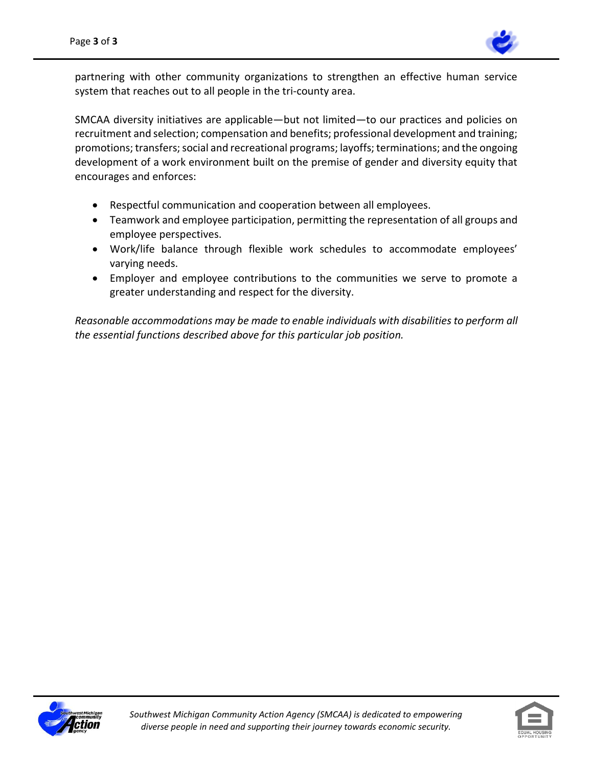partnering with other community organizations to strengthen an effective human service system that reaches out to all people in the tri-county area.

SMCAA diversity initiatives are applicable—but not limited—to our practices and policies on recruitment and selection; compensation and benefits; professional development and training; promotions; transfers; social and recreational programs; layoffs; terminations; and the ongoing development of a work environment built on the premise of gender and diversity equity that encourages and enforces:

- Respectful communication and cooperation between all employees.
- Teamwork and employee participation, permitting the representation of all groups and employee perspectives.
- Work/life balance through flexible work schedules to accommodate employees' varying needs.
- Employer and employee contributions to the communities we serve to promote a greater understanding and respect for the diversity.

*Reasonable accommodations may be made to enable individuals with disabilities to perform all the essential functions described above for this particular job position.*